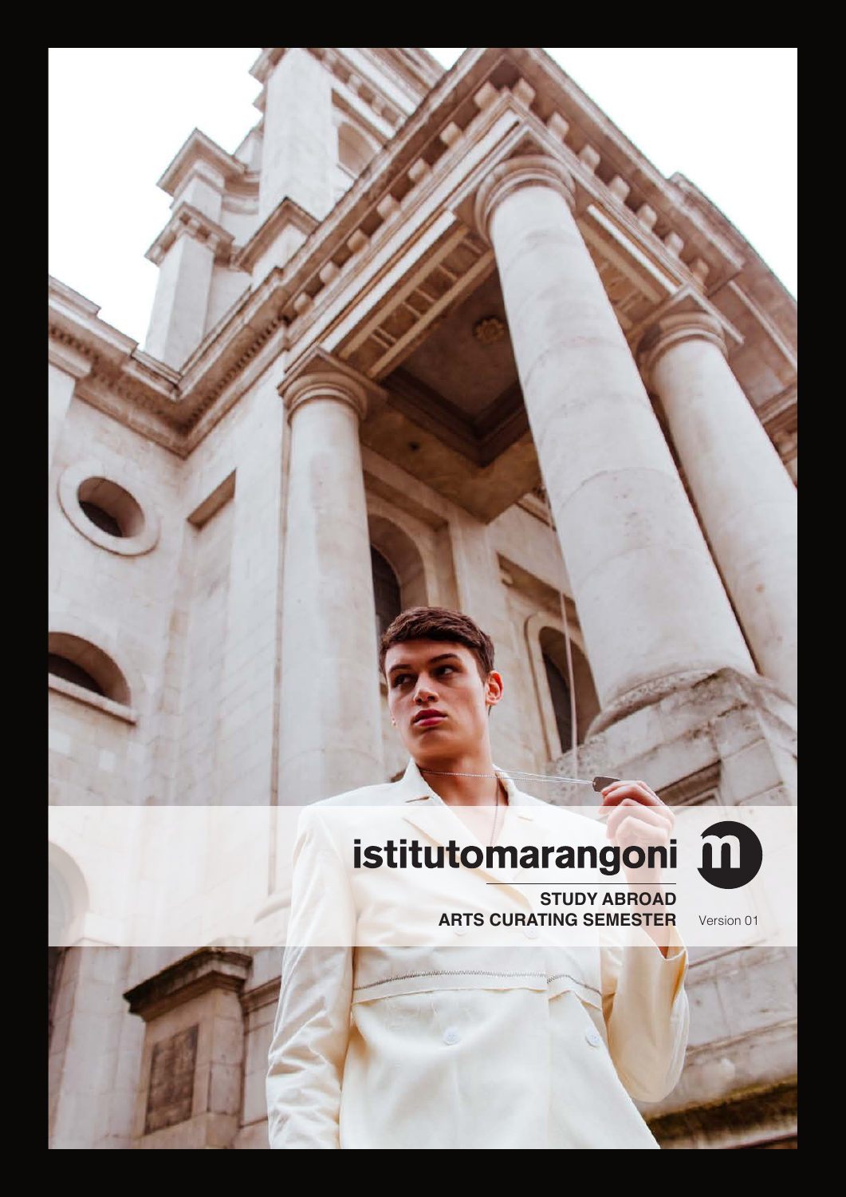# istitutomarangoni

**STUDY ABROAD**
**ARTS CURATING SEMESTER**

Version 01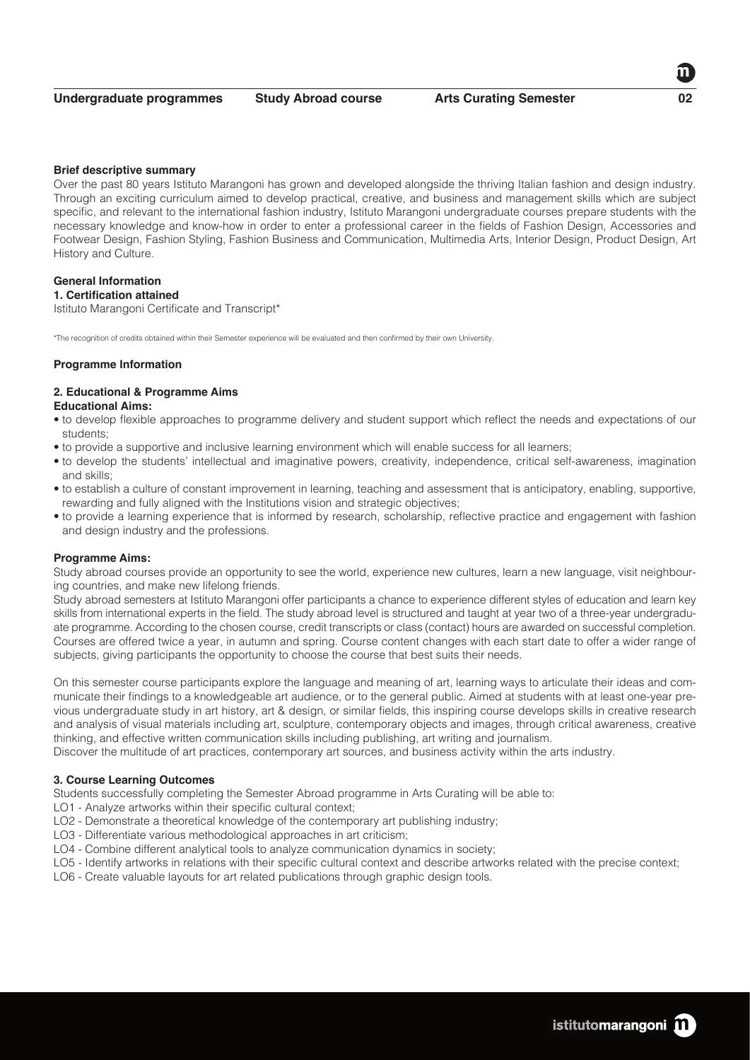**Brief descriptive summary**

Over the past 80 years Istituto Marangoni has grown and developed alongside the thriving Italian fashion and design industry. Through an exciting curriculum aimed to develop practical, creative, and business and management skills which are subject specific, and relevant to the international fashion industry, Istituto Marangoni undergraduate courses prepare students with the necessary knowledge and know-how in order to enter a professional career in the fields of Fashion Design, Accessories and Footwear Design, Fashion Styling, Fashion Business and Communication, Multimedia Arts, Interior Design, Product Design, Art History and Culture.

## General Information

### 1. Certification attained

Istituto Marangoni Certificate and Transcript*

*The recognition of credits obtained within their Semester experience will be evaluated and then confirmed by their own University.

## Programme Information

### 2. Educational & Programme Aims

**Educational Aims:**

- to develop flexible approaches to programme delivery and student support which reflect the needs and expectations of our students;
- to provide a supportive and inclusive learning environment which will enable success for all learners;
- to develop the students' intellectual and imaginative powers, creativity, independence, critical self-awareness, imagination and skills;
- to establish a culture of constant improvement in learning, teaching and assessment that is anticipatory, enabling, supportive, rewarding and fully aligned with the Institutions vision and strategic objectives;
- to provide a learning experience that is informed by research, scholarship, reflective practice and engagement with fashion and design industry and the professions.

**Programme Aims:**

Study abroad courses provide an opportunity to see the world, experience new cultures, learn a new language, visit neighbouring countries, and make new lifelong friends.

Study abroad semesters at Istituto Marangoni offer participants a chance to experience different styles of education and learn key skills from international experts in the field. The study abroad level is structured and taught at year two of a three-year undergraduate programme. According to the chosen course, credit transcripts or class (contact) hours are awarded on successful completion. Courses are offered twice a year, in autumn and spring. Course content changes with each start date to offer a wider range of subjects, giving participants the opportunity to choose the course that best suits their needs.

On this semester course participants explore the language and meaning of art, learning ways to articulate their ideas and communicate their findings to a knowledgeable art audience, or to the general public. Aimed at students with at least one-year previous undergraduate study in art history, art & design, or similar fields, this inspiring course develops skills in creative research and analysis of visual materials including art, sculpture, contemporary objects and images, through critical awareness, creative thinking, and effective written communication skills including publishing, art writing and journalism.

Discover the multitude of art practices, contemporary art sources, and business activity within the arts industry.

### 3. Course Learning Outcomes

Students successfully completing the Semester Abroad programme in Arts Curating will be able to:

LO1 - Analyze artworks within their specific cultural context;

LO2 - Demonstrate a theoretical knowledge of the contemporary art publishing industry;

LO3 - Differentiate various methodological approaches in art criticism;

LO4 - Combine different analytical tools to analyze communication dynamics in society;

LO5 - Identify artworks in relations with their specific cultural context and describe artworks related with the precise context;

LO6 - Create valuable layouts for art related publications through graphic design tools.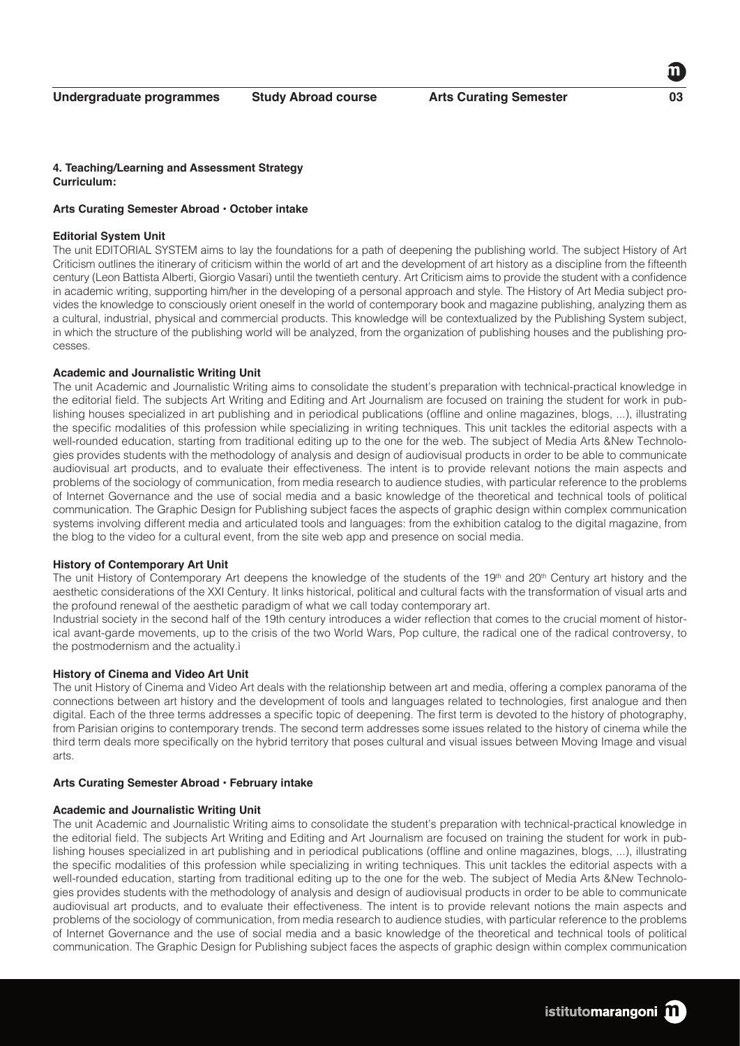**4. Teaching/Learning and Assessment Strategy**
**Curriculum:**

**Arts Curating Semester Abroad • October intake**

**Editorial System Unit**

The unit EDITORIAL SYSTEM aims to lay the foundations for a path of deepening the publishing world. The subject History of Art Criticism outlines the itinerary of criticism within the world of art and the development of art history as a discipline from the fifteenth century (Leon Battista Alberti, Giorgio Vasari) until the twentieth century. Art Criticism aims to provide the student with a confidence in academic writing, supporting him/her in the developing of a personal approach and style. The History of Art Media subject provides the knowledge to consciously orient oneself in the world of contemporary book and magazine publishing, analyzing them as a cultural, industrial, physical and commercial products. This knowledge will be contextualized by the Publishing System subject, in which the structure of the publishing world will be analyzed, from the organization of publishing houses and the publishing processes.

**Academic and Journalistic Writing Unit**

The unit Academic and Journalistic Writing aims to consolidate the student's preparation with technical-practical knowledge in the editorial field. The subjects Art Writing and Editing and Art Journalism are focused on training the student for work in publishing houses specialized in art publishing and in periodical publications (offline and online magazines, blogs, ...), illustrating the specific modalities of this profession while specializing in writing techniques. This unit tackles the editorial aspects with a well-rounded education, starting from traditional editing up to the one for the web. The subject of Media Arts &New Technologies provides students with the methodology of analysis and design of audiovisual products in order to be able to communicate audiovisual art products, and to evaluate their effectiveness. The intent is to provide relevant notions the main aspects and problems of the sociology of communication, from media research to audience studies, with particular reference to the problems of Internet Governance and the use of social media and a basic knowledge of the theoretical and technical tools of political communication. The Graphic Design for Publishing subject faces the aspects of graphic design within complex communication systems involving different media and articulated tools and languages: from the exhibition catalog to the digital magazine, from the blog to the video for a cultural event, from the site web app and presence on social media.

**History of Contemporary Art Unit**

The unit History of Contemporary Art deepens the knowledge of the students of the 19th and 20th Century art history and the aesthetic considerations of the XXI Century. It links historical, political and cultural facts with the transformation of visual arts and the profound renewal of the aesthetic paradigm of what we call today contemporary art.

Industrial society in the second half of the 19th century introduces a wider reflection that comes to the crucial moment of historical avant-garde movements, up to the crisis of the two World Wars, Pop culture, the radical one of the radical controversy, to the postmodernism and the actuality.ì

**History of Cinema and Video Art Unit**

The unit History of Cinema and Video Art deals with the relationship between art and media, offering a complex panorama of the connections between art history and the development of tools and languages related to technologies, first analogue and then digital. Each of the three terms addresses a specific topic of deepening. The first term is devoted to the history of photography, from Parisian origins to contemporary trends. The second term addresses some issues related to the history of cinema while the third term deals more specifically on the hybrid territory that poses cultural and visual issues between Moving Image and visual arts.

**Arts Curating Semester Abroad • February intake**

**Academic and Journalistic Writing Unit**

The unit Academic and Journalistic Writing aims to consolidate the student's preparation with technical-practical knowledge in the editorial field. The subjects Art Writing and Editing and Art Journalism are focused on training the student for work in publishing houses specialized in art publishing and in periodical publications (offline and online magazines, blogs, ...), illustrating the specific modalities of this profession while specializing in writing techniques. This unit tackles the editorial aspects with a well-rounded education, starting from traditional editing up to the one for the web. The subject of Media Arts &New Technologies provides students with the methodology of analysis and design of audiovisual products in order to be able to communicate audiovisual art products, and to evaluate their effectiveness. The intent is to provide relevant notions the main aspects and problems of the sociology of communication, from media research to audience studies, with particular reference to the problems of Internet Governance and the use of social media and a basic knowledge of the theoretical and technical tools of political communication. The Graphic Design for Publishing subject faces the aspects of graphic design within complex communication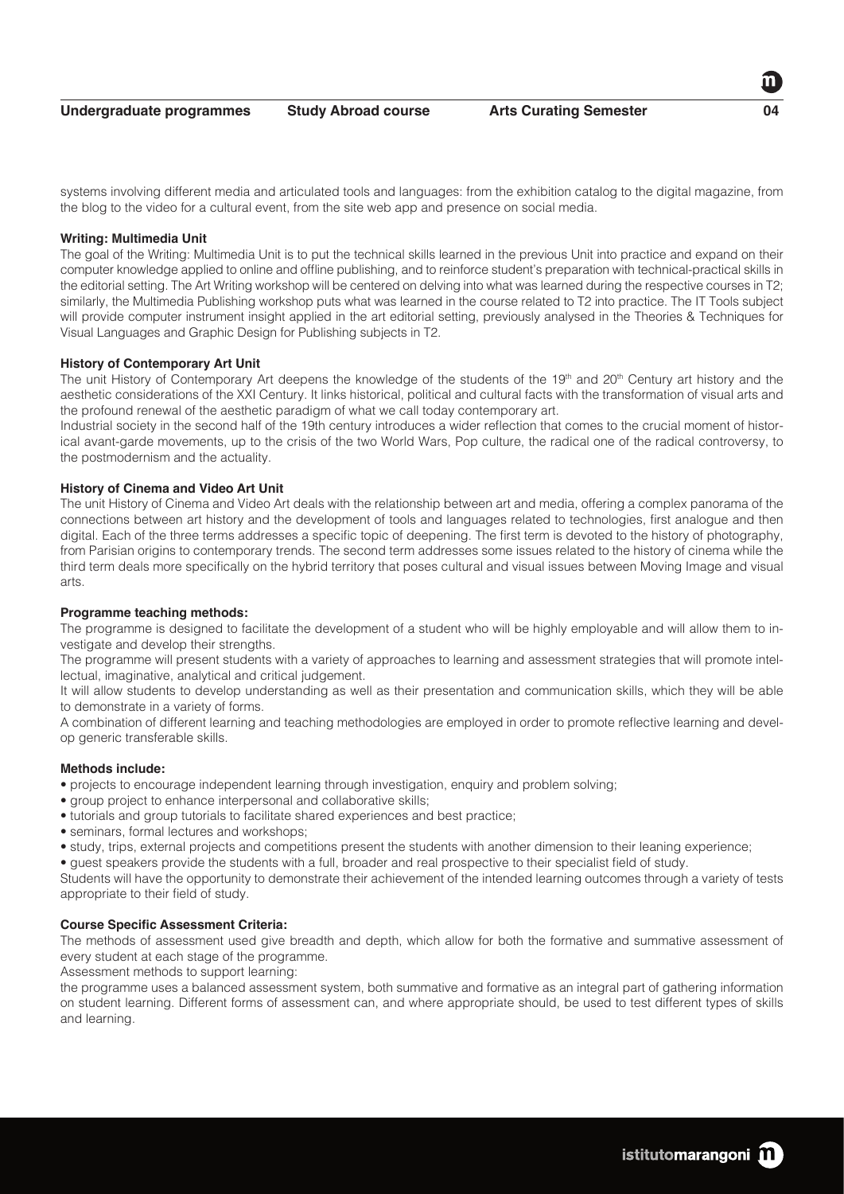systems involving different media and articulated tools and languages: from the exhibition catalog to the digital magazine, from the blog to the video for a cultural event, from the site web app and presence on social media.

**Writing: Multimedia Unit**

The goal of the Writing: Multimedia Unit is to put the technical skills learned in the previous Unit into practice and expand on their computer knowledge applied to online and offline publishing, and to reinforce student's preparation with technical-practical skills in the editorial setting. The Art Writing workshop will be centered on delving into what was learned during the respective courses in T2; similarly, the Multimedia Publishing workshop puts what was learned in the course related to T2 into practice. The IT Tools subject will provide computer instrument insight applied in the art editorial setting, previously analysed in the Theories & Techniques for Visual Languages and Graphic Design for Publishing subjects in T2.

**History of Contemporary Art Unit**

The unit History of Contemporary Art deepens the knowledge of the students of the 19th and 20th Century art history and the aesthetic considerations of the XXI Century. It links historical, political and cultural facts with the transformation of visual arts and the profound renewal of the aesthetic paradigm of what we call today contemporary art.

Industrial society in the second half of the 19th century introduces a wider reflection that comes to the crucial moment of historical avant-garde movements, up to the crisis of the two World Wars, Pop culture, the radical one of the radical controversy, to the postmodernism and the actuality.

**History of Cinema and Video Art Unit**

The unit History of Cinema and Video Art deals with the relationship between art and media, offering a complex panorama of the connections between art history and the development of tools and languages related to technologies, first analogue and then digital. Each of the three terms addresses a specific topic of deepening. The first term is devoted to the history of photography, from Parisian origins to contemporary trends. The second term addresses some issues related to the history of cinema while the third term deals more specifically on the hybrid territory that poses cultural and visual issues between Moving Image and visual arts.

**Programme teaching methods:**

The programme is designed to facilitate the development of a student who will be highly employable and will allow them to investigate and develop their strengths.

The programme will present students with a variety of approaches to learning and assessment strategies that will promote intellectual, imaginative, analytical and critical judgement.

It will allow students to develop understanding as well as their presentation and communication skills, which they will be able to demonstrate in a variety of forms.

A combination of different learning and teaching methodologies are employed in order to promote reflective learning and develop generic transferable skills.

**Methods include:**

- projects to encourage independent learning through investigation, enquiry and problem solving;
- group project to enhance interpersonal and collaborative skills;
- tutorials and group tutorials to facilitate shared experiences and best practice;
- seminars, formal lectures and workshops;
- study, trips, external projects and competitions present the students with another dimension to their leaning experience;
- guest speakers provide the students with a full, broader and real prospective to their specialist field of study.

Students will have the opportunity to demonstrate their achievement of the intended learning outcomes through a variety of tests appropriate to their field of study.

**Course Specific Assessment Criteria:**

The methods of assessment used give breadth and depth, which allow for both the formative and summative assessment of every student at each stage of the programme.

Assessment methods to support learning:

the programme uses a balanced assessment system, both summative and formative as an integral part of gathering information on student learning. Different forms of assessment can, and where appropriate should, be used to test different types of skills and learning.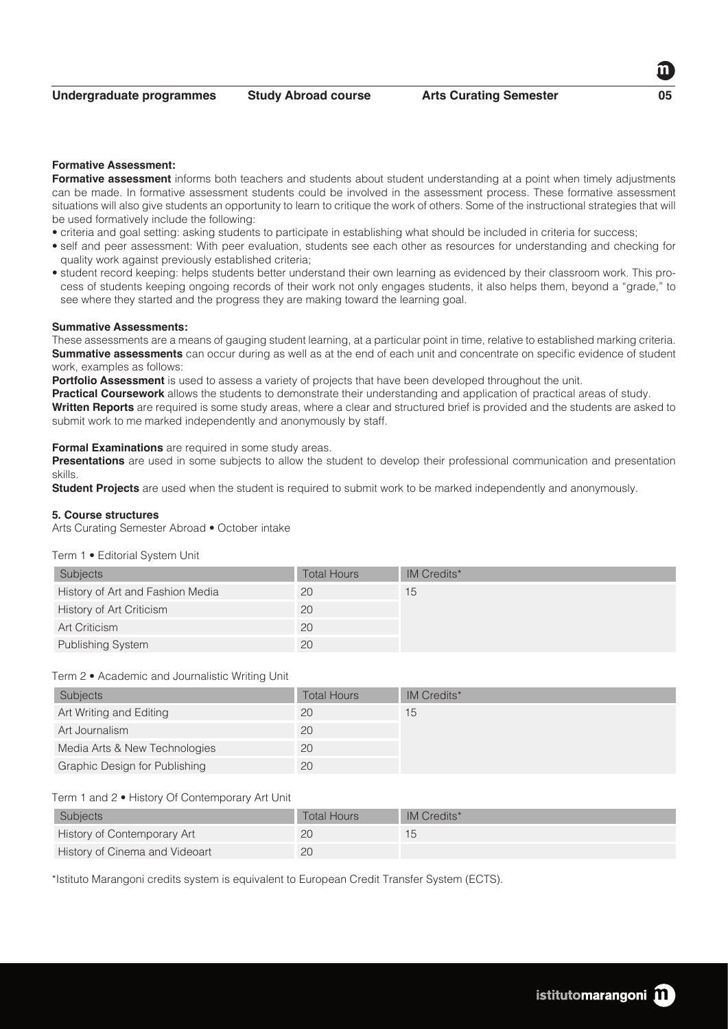**Formative Assessment:**

**Formative assessment** informs both teachers and students about student understanding at a point when timely adjustments can be made. In formative assessment students could be involved in the assessment process. These formative assessment situations will also give students an opportunity to learn to critique the work of others. Some of the instructional strategies that will be used formatively include the following:

- criteria and goal setting: asking students to participate in establishing what should be included in criteria for success;
- self and peer assessment: With peer evaluation, students see each other as resources for understanding and checking for quality work against previously established criteria;
- student record keeping: helps students better understand their own learning as evidenced by their classroom work. This process of students keeping ongoing records of their work not only engages students, it also helps them, beyond a "grade," to see where they started and the progress they are making toward the learning goal.

**Summative Assessments:**

These assessments are a means of gauging student learning, at a particular point in time, relative to established marking criteria. **Summative assessments** can occur during as well as at the end of each unit and concentrate on specific evidence of student work, examples as follows:

**Portfolio Assessment** is used to assess a variety of projects that have been developed throughout the unit.

**Practical Coursework** allows the students to demonstrate their understanding and application of practical areas of study.

**Written Reports** are required is some study areas, where a clear and structured brief is provided and the students are asked to submit work to me marked independently and anonymously by staff.

**Formal Examinations** are required in some study areas.

**Presentations** are used in some subjects to allow the student to develop their professional communication and presentation skills.

**Student Projects** are used when the student is required to submit work to be marked independently and anonymously.

**5. Course structures**

Arts Curating Semester Abroad • October intake

Term 1 • Editorial System Unit

| Subjects | Total Hours | IM Credits* |
|---|---|---|
| History of Art and Fashion Media | 20 | 15 |
| History of Art Criticism | 20 | |
| Art Criticism | 20 | |
| Publishing System | 20 | |

Term 2 • Academic and Journalistic Writing Unit

| Subjects | Total Hours | IM Credits* |
|---|---|---|
| Art Writing and Editing | 20 | 15 |
| Art Journalism | 20 | |
| Media Arts & New Technologies | 20 | |
| Graphic Design for Publishing | 20 | |

Term 1 and 2 • History Of Contemporary Art Unit

| Subjects | Total Hours | IM Credits* |
|---|---|---|
| History of Contemporary Art | 20 | 15 |
| History of Cinema and Videoart | 20 | |

*Istituto Marangoni credits system is equivalent to European Credit Transfer System (ECTS).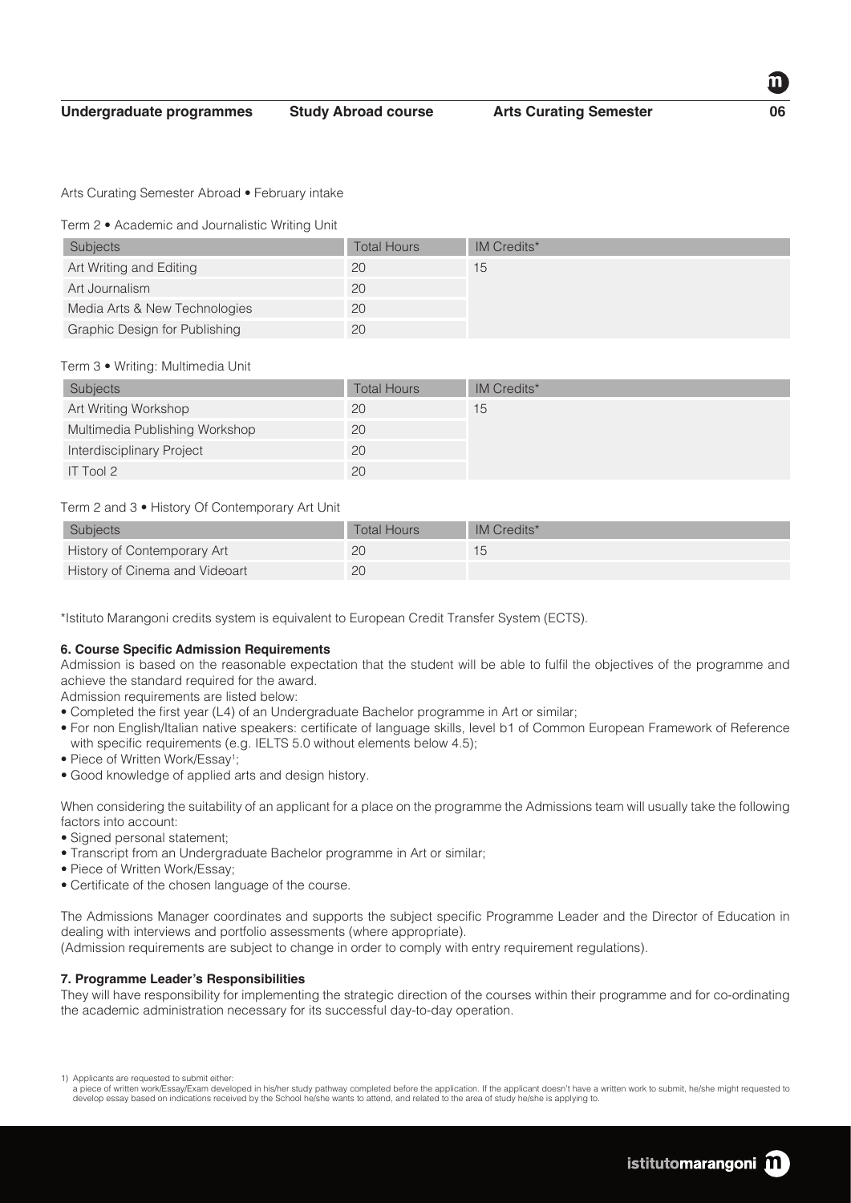Arts Curating Semester Abroad • February intake

Term 2 • Academic and Journalistic Writing Unit

| Subjects | Total Hours | IM Credits* |
| --- | --- | --- |
| Art Writing and Editing | 20 | 15 |
| Art Journalism | 20 | |
| Media Arts & New Technologies | 20 | |
| Graphic Design for Publishing | 20 | |

Term 3 • Writing: Multimedia Unit

| Subjects | Total Hours | IM Credits* |
| --- | --- | --- |
| Art Writing Workshop | 20 | 15 |
| Multimedia Publishing Workshop | 20 | |
| Interdisciplinary Project | 20 | |
| IT Tool 2 | 20 | |

Term 2 and 3 • History Of Contemporary Art Unit

| Subjects | Total Hours | IM Credits* |
| --- | --- | --- |
| History of Contemporary Art | 20 | 15 |
| History of Cinema and Videoart | 20 | |

*Istituto Marangoni credits system is equivalent to European Credit Transfer System (ECTS).

**6. Course Specific Admission Requirements**

Admission is based on the reasonable expectation that the student will be able to fulfil the objectives of the programme and achieve the standard required for the award.

Admission requirements are listed below:

- Completed the first year (L4) of an Undergraduate Bachelor programme in Art or similar;
- For non English/Italian native speakers: certificate of language skills, level b1 of Common European Framework of Reference with specific requirements (e.g. IELTS 5.0 without elements below 4.5);
- Piece of Written Work/Essay[1];
- Good knowledge of applied arts and design history.

When considering the suitability of an applicant for a place on the programme the Admissions team will usually take the following factors into account:

- Signed personal statement;
- Transcript from an Undergraduate Bachelor programme in Art or similar;
- Piece of Written Work/Essay;
- Certificate of the chosen language of the course.

The Admissions Manager coordinates and supports the subject specific Programme Leader and the Director of Education in dealing with interviews and portfolio assessments (where appropriate).

(Admission requirements are subject to change in order to comply with entry requirement regulations).

**7. Programme Leader's Responsibilities**

They will have responsibility for implementing the strategic direction of the courses within their programme and for co-ordinating the academic administration necessary for its successful day-to-day operation.

1) Applicants are requested to submit either:
a piece of written work/Essay/Exam developed in his/her study pathway completed before the application. If the applicant doesn't have a written work to submit, he/she might requested to develop essay based on indications received by the School he/she wants to attend, and related to the area of study he/she is applying to.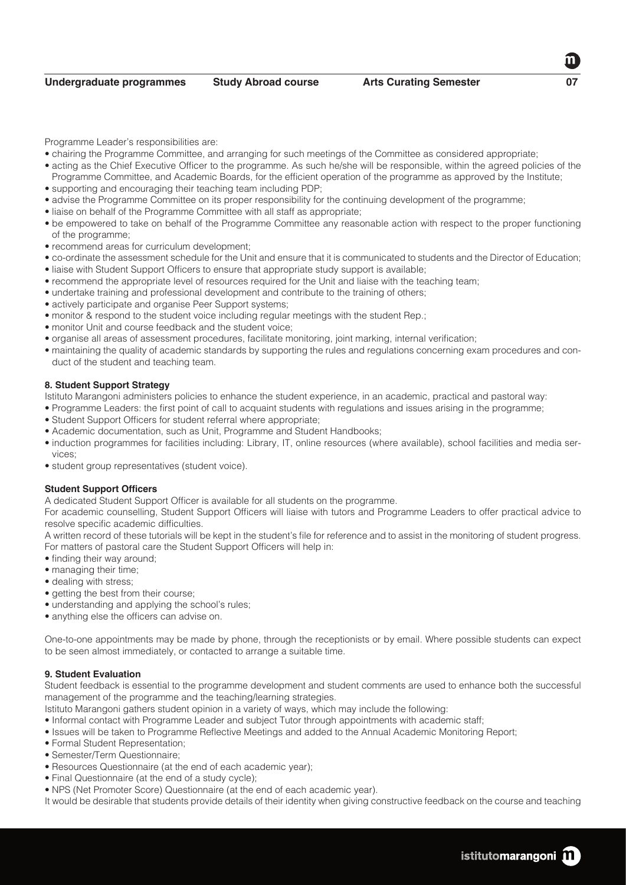Programme Leader's responsibilities are:

- chairing the Programme Committee, and arranging for such meetings of the Committee as considered appropriate;
- acting as the Chief Executive Officer to the programme. As such he/she will be responsible, within the agreed policies of the Programme Committee, and Academic Boards, for the efficient operation of the programme as approved by the Institute;
- supporting and encouraging their teaching team including PDP;
- advise the Programme Committee on its proper responsibility for the continuing development of the programme;
- liaise on behalf of the Programme Committee with all staff as appropriate;
- be empowered to take on behalf of the Programme Committee any reasonable action with respect to the proper functioning of the programme;
- recommend areas for curriculum development;
- co-ordinate the assessment schedule for the Unit and ensure that it is communicated to students and the Director of Education;
- liaise with Student Support Officers to ensure that appropriate study support is available;
- recommend the appropriate level of resources required for the Unit and liaise with the teaching team;
- undertake training and professional development and contribute to the training of others;
- actively participate and organise Peer Support systems;
- monitor & respond to the student voice including regular meetings with the student Rep.;
- monitor Unit and course feedback and the student voice;
- organise all areas of assessment procedures, facilitate monitoring, joint marking, internal verification;
- maintaining the quality of academic standards by supporting the rules and regulations concerning exam procedures and conduct of the student and teaching team.

#### 8. Student Support Strategy

Istituto Marangoni administers policies to enhance the student experience, in an academic, practical and pastoral way:

- Programme Leaders: the first point of call to acquaint students with regulations and issues arising in the programme;
- Student Support Officers for student referral where appropriate;
- Academic documentation, such as Unit, Programme and Student Handbooks;
- induction programmes for facilities including: Library, IT, online resources (where available), school facilities and media services;
- student group representatives (student voice).

#### Student Support Officers

A dedicated Student Support Officer is available for all students on the programme.

For academic counselling, Student Support Officers will liaise with tutors and Programme Leaders to offer practical advice to resolve specific academic difficulties.

A written record of these tutorials will be kept in the student's file for reference and to assist in the monitoring of student progress.

For matters of pastoral care the Student Support Officers will help in:

- finding their way around;
- managing their time;
- dealing with stress;
- getting the best from their course;
- understanding and applying the school's rules;
- anything else the officers can advise on.

One-to-one appointments may be made by phone, through the receptionists or by email. Where possible students can expect to be seen almost immediately, or contacted to arrange a suitable time.

#### 9. Student Evaluation

Student feedback is essential to the programme development and student comments are used to enhance both the successful management of the programme and the teaching/learning strategies.

Istituto Marangoni gathers student opinion in a variety of ways, which may include the following:

- Informal contact with Programme Leader and subject Tutor through appointments with academic staff;
- Issues will be taken to Programme Reflective Meetings and added to the Annual Academic Monitoring Report;
- Formal Student Representation;
- Semester/Term Questionnaire;
- Resources Questionnaire (at the end of each academic year);
- Final Questionnaire (at the end of a study cycle);
- NPS (Net Promoter Score) Questionnaire (at the end of each academic year).

It would be desirable that students provide details of their identity when giving constructive feedback on the course and teaching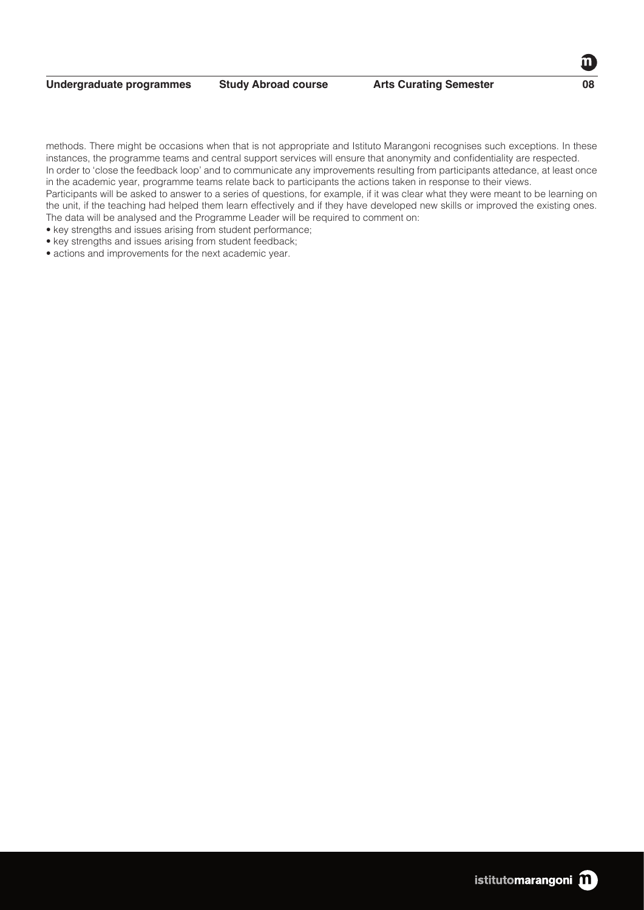methods. There might be occasions when that is not appropriate and Istituto Marangoni recognises such exceptions. In these instances, the programme teams and central support services will ensure that anonymity and confidentiality are respected.
In order to 'close the feedback loop' and to communicate any improvements resulting from participants attedance, at least once in the academic year, programme teams relate back to participants the actions taken in response to their views.
Participants will be asked to answer to a series of questions, for example, if it was clear what they were meant to be learning on the unit, if the teaching had helped them learn effectively and if they have developed new skills or improved the existing ones. The data will be analysed and the Programme Leader will be required to comment on:

- key strengths and issues arising from student performance;
- key strengths and issues arising from student feedback;
- actions and improvements for the next academic year.